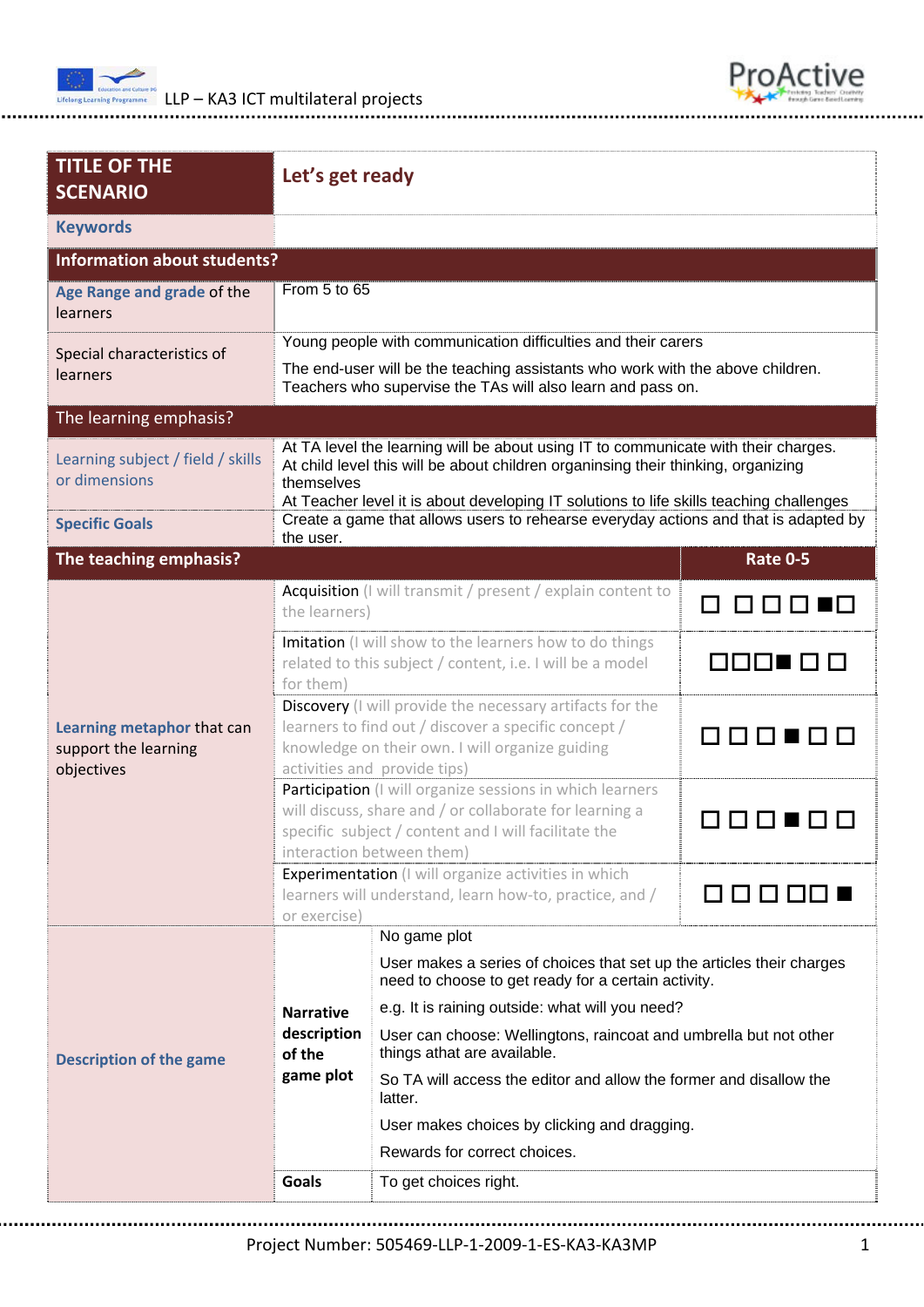| **TITLE OF THE SCENARIO** | **Let's get ready** | |
|---|---|---|
| **Keywords** | | |
| **Information about students?** | | |
| **Age Range and grade** of the learners | From 5 to 65 | |
| Special characteristics of learners | Young people with communication difficulties and their carers<br><br>The end-user will be the teaching assistants who work with the above children. Teachers who supervise the TAs will also learn and pass on. | |
| The learning emphasis? | | |
| Learning subject / field / skills or dimensions | At TA level the learning will be about using IT to communicate with their charges.<br>At child level this will be about children organinsing their thinking, organizing themselves<br>At Teacher level it is about developing IT solutions to life skills teaching challenges | |
| **Specific Goals** | Create a game that allows users to rehearse everyday actions and that is adapted by the user. | |
| **The teaching emphasis?** | | **Rate 0-5** |
| **Learning metaphor** that can support the learning objectives | Acquisition (I will transmit / present / explain content to the learners) | ☐ ☐ ☐ ☐ ■ ☐ |
| | Imitation (I will show to the learners how to do things related to this subject / content, i.e. I will be a model for them) | ☐ ☐ ☐ ■ ☐ ☐ |
| | Discovery (I will provide the necessary artifacts for the learners to find out / discover a specific concept / knowledge on their own. I will organize guiding activities and provide tips) | ☐ ☐ ☐ ■ ☐ ☐ |
| | Participation (I will organize sessions in which learners will discuss, share and / or collaborate for learning a specific subject / content and I will facilitate the interaction between them) | ☐ ☐ ☐ ■ ☐ ☐ |
| | Experimentation (I will organize activities in which learners will understand, learn how-to, practice, and / or exercise) | ☐ ☐ ☐ ☐ ☐ ■ |
| **Description of the game** | **Narrative description of the game plot** | No game plot<br><br>User makes a series of choices that set up the articles their charges need to choose to get ready for a certain activity.<br><br>e.g. It is raining outside: what will you need?<br><br>User can choose: Wellingtons, raincoat and umbrella but not other things athat are available.<br><br>So TA will access the editor and allow the former and disallow the latter.<br><br>User makes choices by clicking and dragging.<br><br>Rewards for correct choices. |
| | **Goals** | To get choices right. |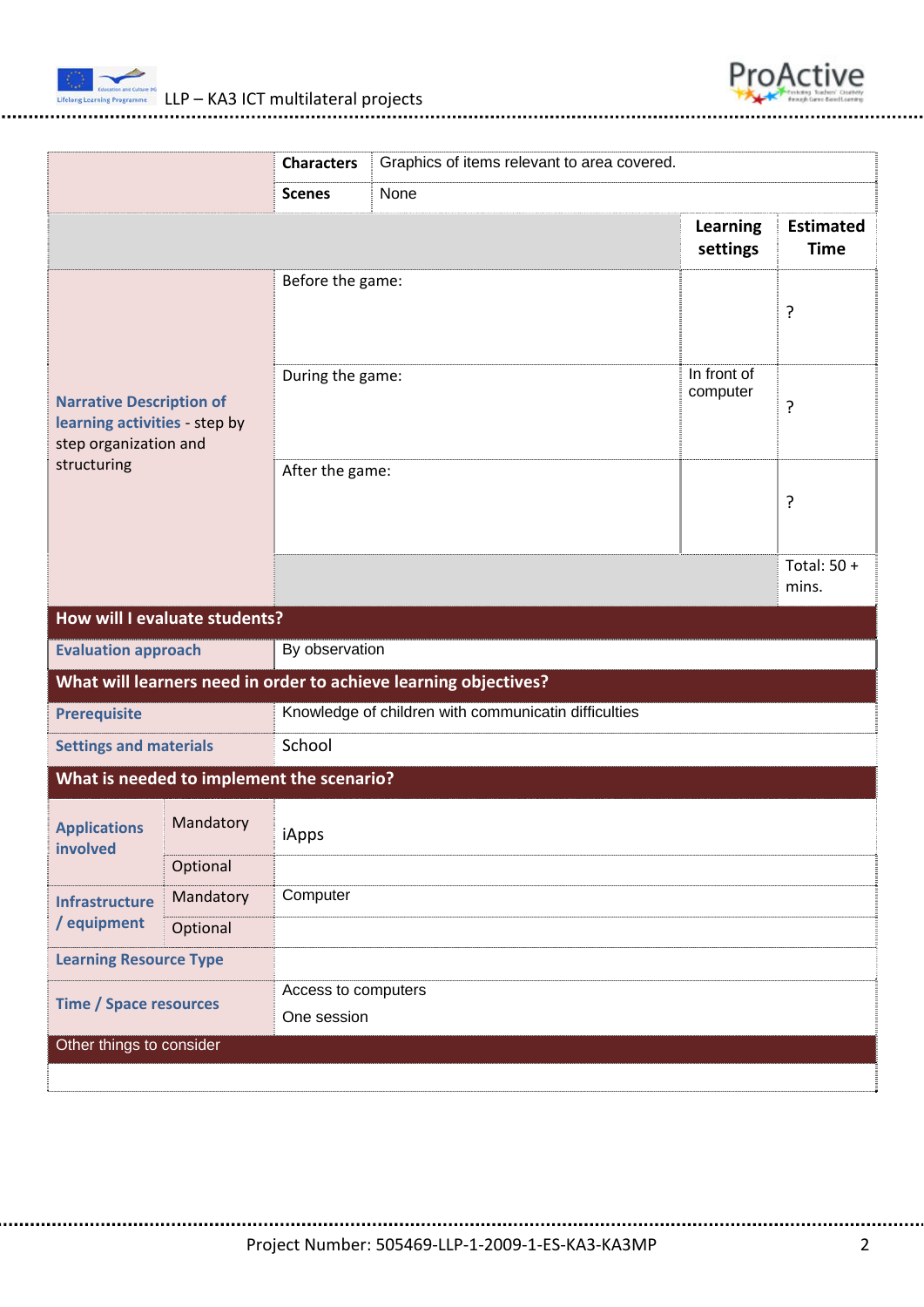| | | | | |
|---|---|---|---|---|
| | **Characters** | Graphics of items relevant to area covered. | | |
| | **Scenes** | None | | |
| | | | **Learning settings** | **Estimated Time** |
| **Narrative Description of learning activities** - step by step organization and structuring | Before the game: | | | ? |
| | During the game: | | In front of computer | ? |
| | After the game: | | | ? |
| | | | | Total: 50 + mins. |

| | |
|---|---|
| **How will I evaluate students?** | |
| **Evaluation approach** | By observation |
| **What will learners need in order to achieve learning objectives?** | |
| **Prerequisite** | Knowledge of children with communicatin difficulties |
| **Settings and materials** | School |

| | | |
|---|---|---|
| **What is needed to implement the scenario?** | | |
| **Applications involved** | Mandatory | iApps |
| | Optional | |
| **Infrastructure / equipment** | Mandatory | Computer |
| | Optional | |
| **Learning Resource Type** | | |
| **Time / Space resources** | | Access to computers<br>One session |
| Other things to consider | | |
| | | |